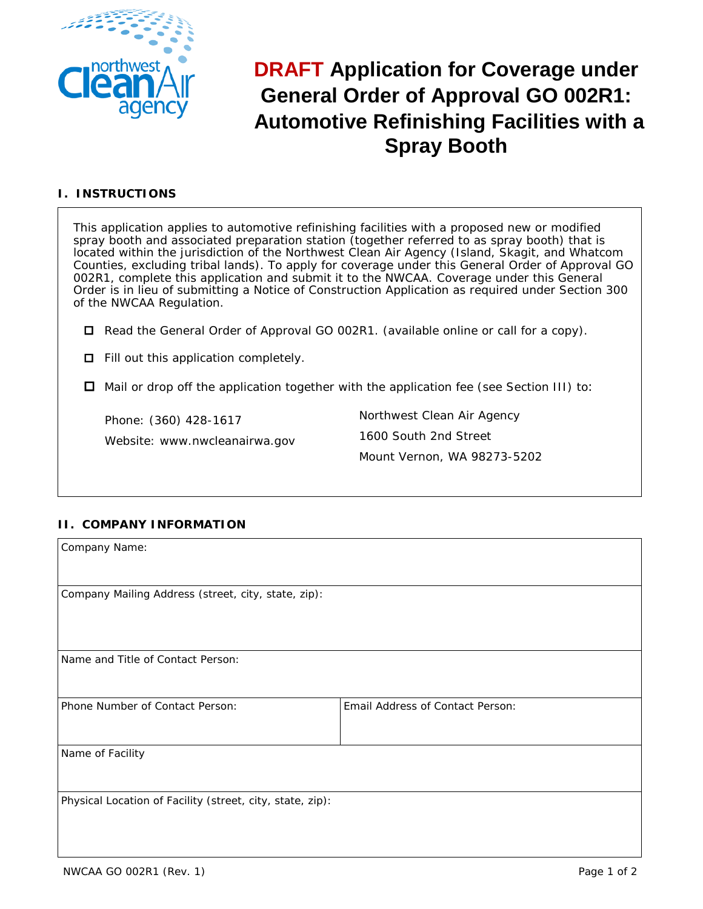# DRAFT Application for Coverage under General Order of Approval GO 002R1: Automotive Refinishing Facilities with a Spray Booth

## I. INSTRUCTIONS

This application applies to automotive refinishing facilities with a proposed new or modified spray booth and associated preparation station (together referred to as spray booth) that is located within the jurisdiction of the Northwest Clean Air Agency (Island, Skagit, and Whatcom Counties, excluding tribal lands). To apply for coverage under this General Order of Approval GO 002R1, complete this application and submit it to the NWCAA. Coverage under this General Order is in lieu of submitting a Notice of Construction Application as required under Section 300 of the NWCAA Regulation.

- ☐ Read the General Order of Approval GO 002R1. (available online or call for a copy).
- ☐ Fill out this application completely.
- ☐ Mail or drop off the application together with the application fee (see Section III) to:

Phone: (360) 428-1617
Website: www.nwcleanairwa.gov

Northwest Clean Air Agency
1600 South 2nd Street
Mount Vernon, WA 98273-5202

## II. COMPANY INFORMATION

| Company Name: | |
|---|---|
| Company Mailing Address (street, city, state, zip): | |
| Name and Title of Contact Person: | |
| Phone Number of Contact Person: | Email Address of Contact Person: |
| Name of Facility | |
| Physical Location of Facility (street, city, state, zip): | |

NWCAA GO 002R1 (Rev. 1)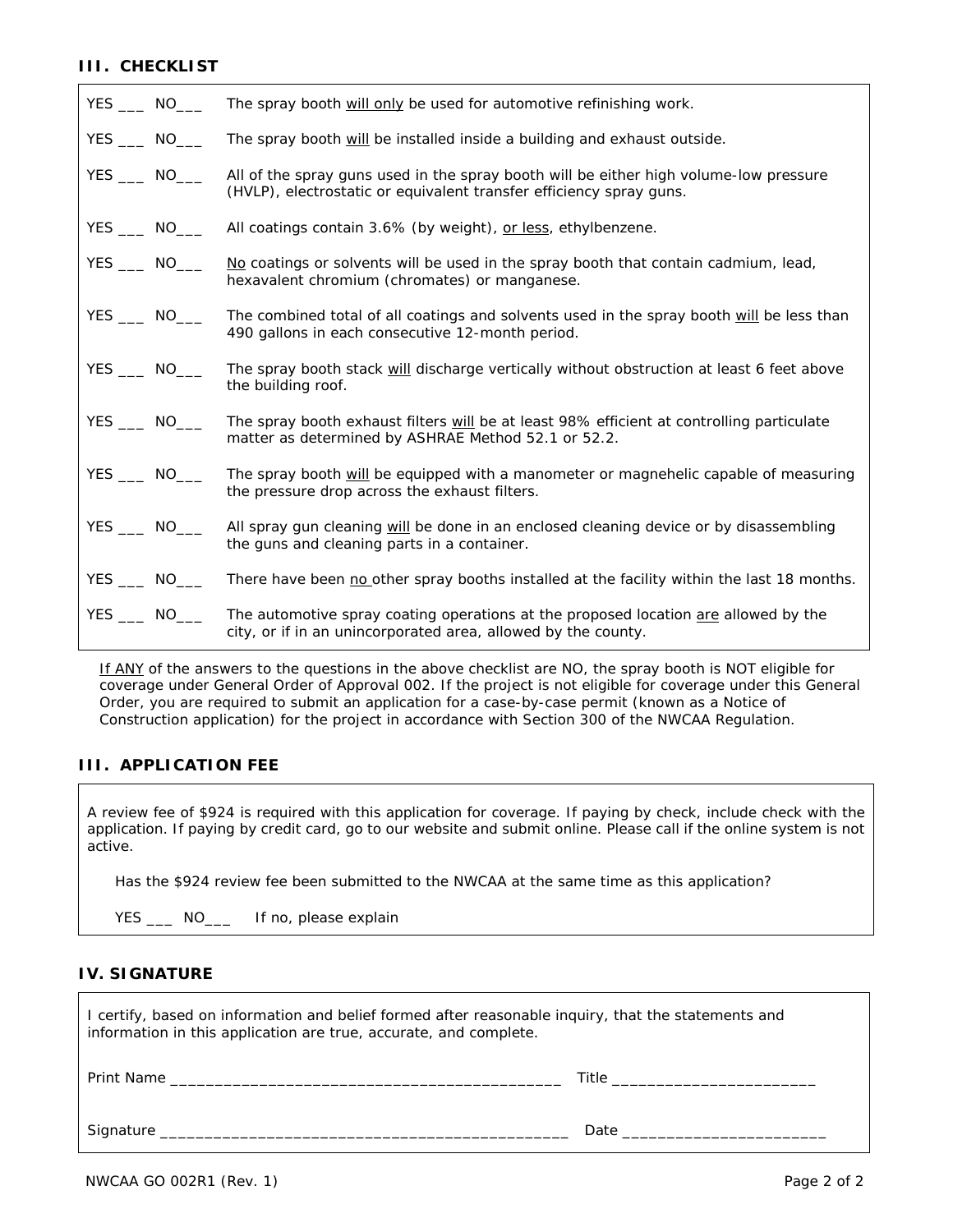### III. CHECKLIST

| | |
|---|---|
| YES ___ NO___ | The spray booth will only be used for automotive refinishing work. |
| YES ___ NO___ | The spray booth will be installed inside a building and exhaust outside. |
| YES ___ NO___ | All of the spray guns used in the spray booth will be either high volume-low pressure (HVLP), electrostatic or equivalent transfer efficiency spray guns. |
| YES ___ NO___ | All coatings contain 3.6% (by weight), or less, ethylbenzene. |
| YES ___ NO___ | No coatings or solvents will be used in the spray booth that contain cadmium, lead, hexavalent chromium (chromates) or manganese. |
| YES ___ NO___ | The combined total of all coatings and solvents used in the spray booth will be less than 490 gallons in each consecutive 12-month period. |
| YES ___ NO___ | The spray booth stack will discharge vertically without obstruction at least 6 feet above the building roof. |
| YES ___ NO___ | The spray booth exhaust filters will be at least 98% efficient at controlling particulate matter as determined by ASHRAE Method 52.1 or 52.2. |
| YES ___ NO___ | The spray booth will be equipped with a manometer or magnehelic capable of measuring the pressure drop across the exhaust filters. |
| YES ___ NO___ | All spray gun cleaning will be done in an enclosed cleaning device or by disassembling the guns and cleaning parts in a container. |
| YES ___ NO___ | There have been no other spray booths installed at the facility within the last 18 months. |
| YES ___ NO___ | The automotive spray coating operations at the proposed location are allowed by the city, or if in an unincorporated area, allowed by the county. |

If ANY of the answers to the questions in the above checklist are NO, the spray booth is NOT eligible for coverage under General Order of Approval 002. If the project is not eligible for coverage under this General Order, you are required to submit an application for a case-by-case permit (known as a Notice of Construction application) for the project in accordance with Section 300 of the NWCAA Regulation.

### III. APPLICATION FEE

A review fee of $924 is required with this application for coverage. If paying by check, include check with the application. If paying by credit card, go to our website and submit online. Please call if the online system is not active.

Has the $924 review fee been submitted to the NWCAA at the same time as this application?

YES ___ NO___ If no, please explain

### IV. SIGNATURE

I certify, based on information and belief formed after reasonable inquiry, that the statements and information in this application are true, accurate, and complete.

Print Name ______________________________________________ Title ________________________

Signature ______________________________________________ Date ________________________

NWCAA GO 002R1 (Rev. 1)